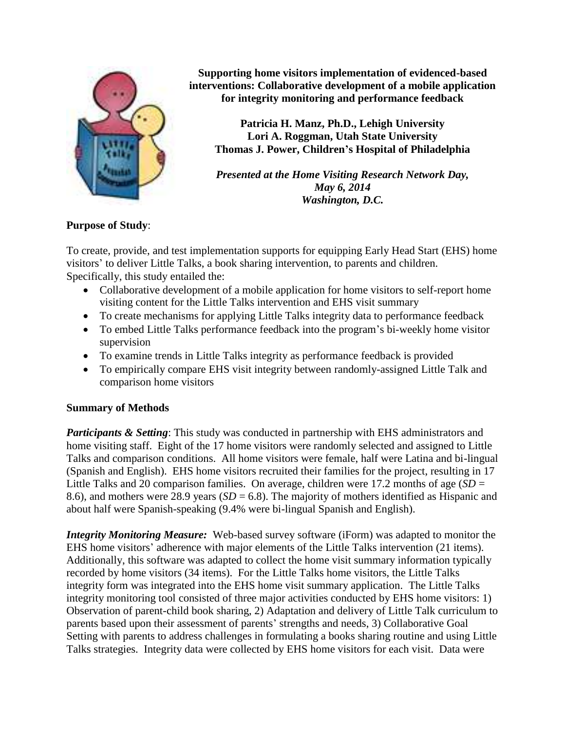**Supporting home visitors implementation of evidenced-based interventions: Collaborative development of a mobile application for integrity monitoring and performance feedback**

**Patricia H. Manz, Ph.D., Lehigh University**
**Lori A. Roggman, Utah State University**
**Thomas J. Power, Children's Hospital of Philadelphia**

***Presented at the Home Visiting Research Network Day, May 6, 2014***
***Washington, D.C.***

**Purpose of Study**:

To create, provide, and test implementation supports for equipping Early Head Start (EHS) home visitors' to deliver Little Talks, a book sharing intervention, to parents and children. Specifically, this study entailed the:

- Collaborative development of a mobile application for home visitors to self-report home visiting content for the Little Talks intervention and EHS visit summary
- To create mechanisms for applying Little Talks integrity data to performance feedback
- To embed Little Talks performance feedback into the program's bi-weekly home visitor supervision
- To examine trends in Little Talks integrity as performance feedback is provided
- To empirically compare EHS visit integrity between randomly-assigned Little Talk and comparison home visitors

**Summary of Methods**

***Participants & Setting***: This study was conducted in partnership with EHS administrators and home visiting staff. Eight of the 17 home visitors were randomly selected and assigned to Little Talks and comparison conditions. All home visitors were female, half were Latina and bi-lingual (Spanish and English). EHS home visitors recruited their families for the project, resulting in 17 Little Talks and 20 comparison families. On average, children were 17.2 months of age (*SD* = 8.6), and mothers were 28.9 years (*SD* = 6.8). The majority of mothers identified as Hispanic and about half were Spanish-speaking (9.4% were bi-lingual Spanish and English).

***Integrity Monitoring Measure:*** Web-based survey software (iForm) was adapted to monitor the EHS home visitors' adherence with major elements of the Little Talks intervention (21 items). Additionally, this software was adapted to collect the home visit summary information typically recorded by home visitors (34 items). For the Little Talks home visitors, the Little Talks integrity form was integrated into the EHS home visit summary application. The Little Talks integrity monitoring tool consisted of three major activities conducted by EHS home visitors: 1) Observation of parent-child book sharing, 2) Adaptation and delivery of Little Talk curriculum to parents based upon their assessment of parents' strengths and needs, 3) Collaborative Goal Setting with parents to address challenges in formulating a books sharing routine and using Little Talks strategies. Integrity data were collected by EHS home visitors for each visit. Data were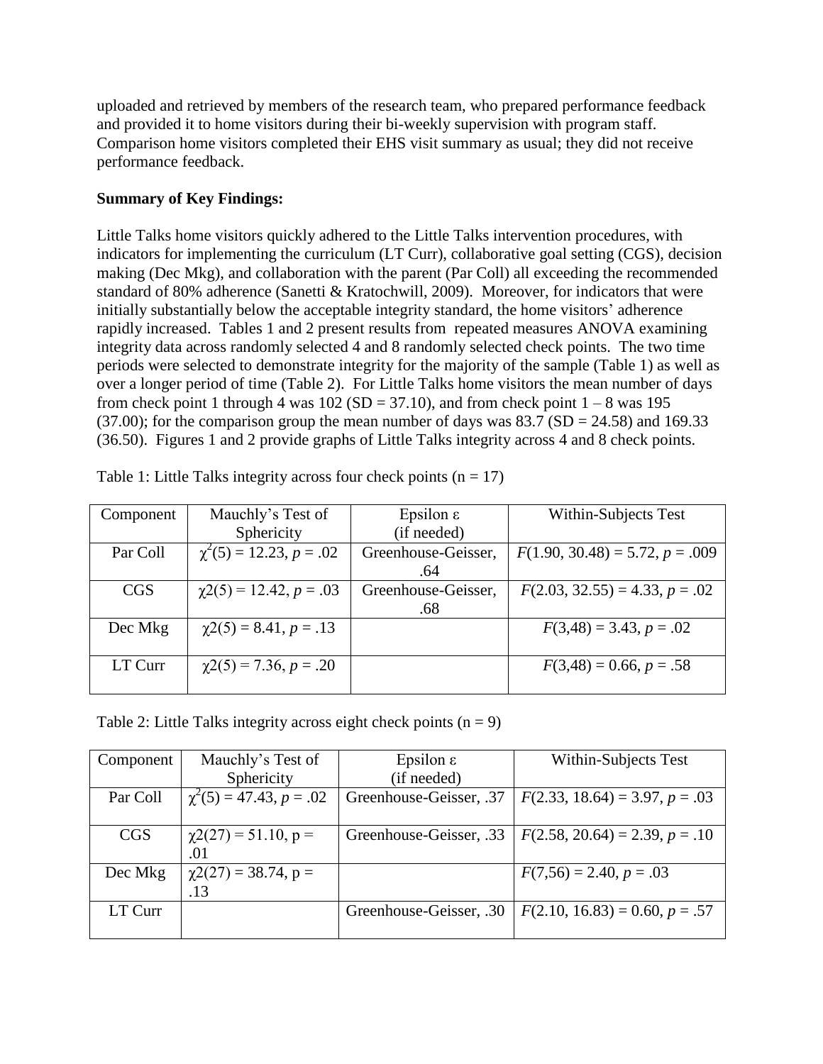uploaded and retrieved by members of the research team, who prepared performance feedback and provided it to home visitors during their bi-weekly supervision with program staff. Comparison home visitors completed their EHS visit summary as usual; they did not receive performance feedback.

**Summary of Key Findings:**

Little Talks home visitors quickly adhered to the Little Talks intervention procedures, with indicators for implementing the curriculum (LT Curr), collaborative goal setting (CGS), decision making (Dec Mkg), and collaboration with the parent (Par Coll) all exceeding the recommended standard of 80% adherence (Sanetti & Kratochwill, 2009). Moreover, for indicators that were initially substantially below the acceptable integrity standard, the home visitors' adherence rapidly increased. Tables 1 and 2 present results from repeated measures ANOVA examining integrity data across randomly selected 4 and 8 randomly selected check points. The two time periods were selected to demonstrate integrity for the majority of the sample (Table 1) as well as over a longer period of time (Table 2). For Little Talks home visitors the mean number of days from check point 1 through 4 was 102 (SD = 37.10), and from check point 1 – 8 was 195 (37.00); for the comparison group the mean number of days was 83.7 (SD = 24.58) and 169.33 (36.50). Figures 1 and 2 provide graphs of Little Talks integrity across 4 and 8 check points.

Table 1: Little Talks integrity across four check points (n = 17)

| Component | Mauchly's Test of Sphericity | Epsilon ε (if needed) | Within-Subjects Test |
|---|---|---|---|
| Par Coll | $\chi^2(5) = 12.23$, $p = .02$ | Greenhouse-Geisser, .64 | $F(1.90, 30.48) = 5.72$, $p = .009$ |
| CGS | $\chi2(5) = 12.42$, $p = .03$ | Greenhouse-Geisser, .68 | $F(2.03, 32.55) = 4.33$, $p = .02$ |
| Dec Mkg | $\chi2(5) = 8.41$, $p = .13$ | | $F(3,48) = 3.43$, $p = .02$ |
| LT Curr | $\chi2(5) = 7.36$, $p = .20$ | | $F(3,48) = 0.66$, $p = .58$ |

Table 2: Little Talks integrity across eight check points (n = 9)

| Component | Mauchly's Test of Sphericity | Epsilon ε (if needed) | Within-Subjects Test |
|---|---|---|---|
| Par Coll | $\chi^2(5) = 47.43$, $p = .02$ | Greenhouse-Geisser, .37 | $F(2.33, 18.64) = 3.97$, $p = .03$ |
| CGS | $\chi2(27) = 51.10$, p = .01 | Greenhouse-Geisser, .33 | $F(2.58, 20.64) = 2.39$, $p = .10$ |
| Dec Mkg | $\chi2(27) = 38.74$, p = .13 | | $F(7,56) = 2.40$, $p = .03$ |
| LT Curr | | Greenhouse-Geisser, .30 | $F(2.10, 16.83) = 0.60$, $p = .57$ |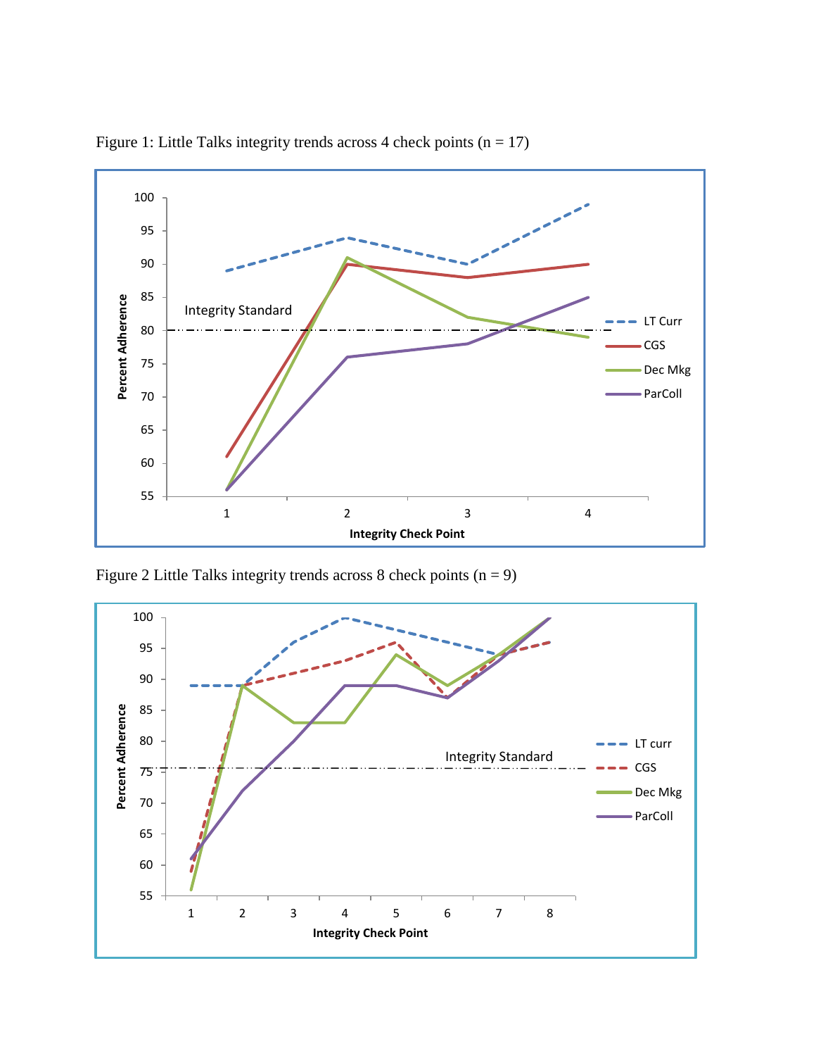Figure 1: Little Talks integrity trends across 4 check points (n = 17)

Figure 2 Little Talks integrity trends across 8 check points (n = 9)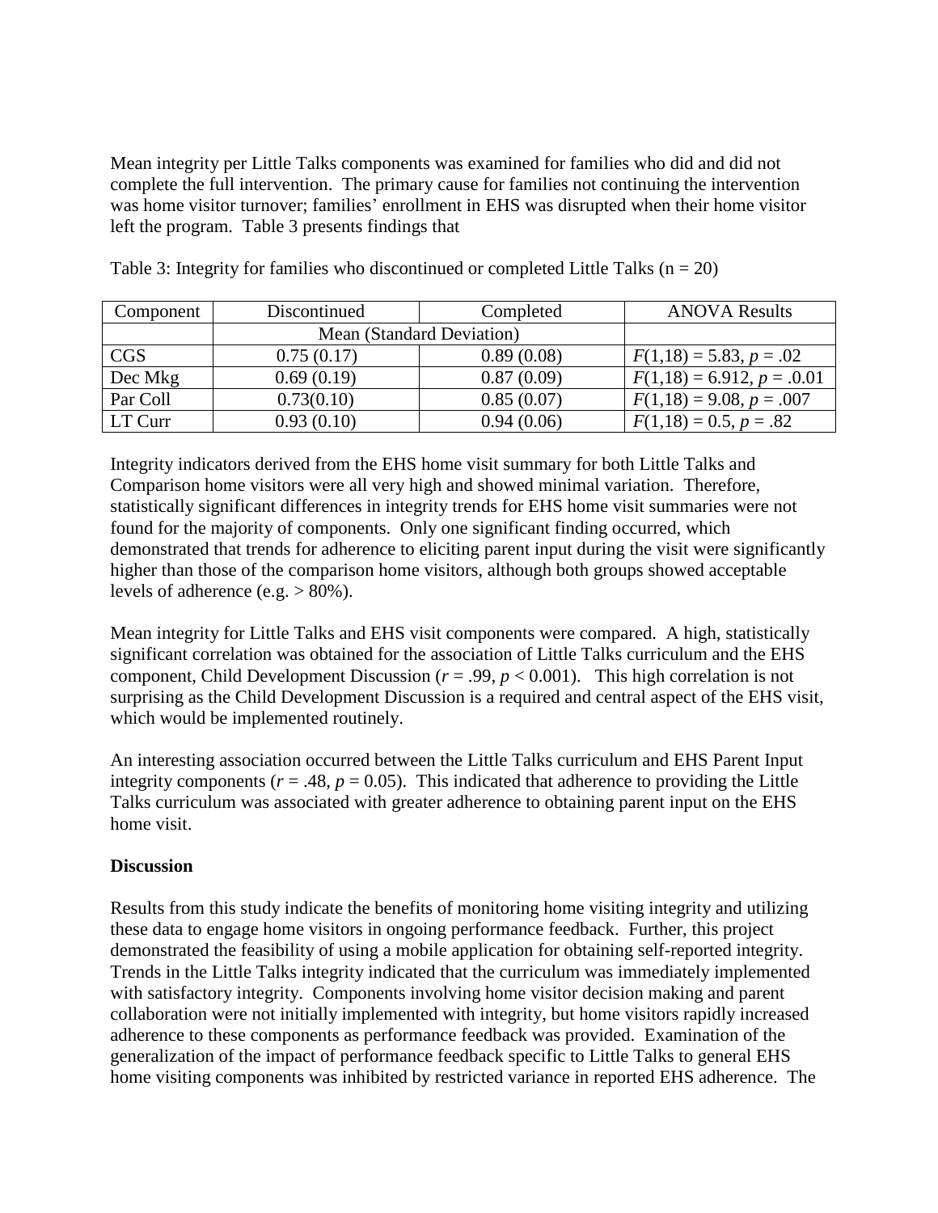Mean integrity per Little Talks components was examined for families who did and did not complete the full intervention. The primary cause for families not continuing the intervention was home visitor turnover; families' enrollment in EHS was disrupted when their home visitor left the program. Table 3 presents findings that

Table 3: Integrity for families who discontinued or completed Little Talks (n = 20)

| Component | Discontinued | Completed | ANOVA Results |
|---|---|---|---|
| | Mean (Standard Deviation) | | |
| CGS | 0.75 (0.17) | 0.89 (0.08) | $F(1,18) = 5.83$, $p = .02$ |
| Dec Mkg | 0.69 (0.19) | 0.87 (0.09) | $F(1,18) = 6.912$, $p = .0.01$ |
| Par Coll | 0.73(0.10) | 0.85 (0.07) | $F(1,18) = 9.08$, $p = .007$ |
| LT Curr | 0.93 (0.10) | 0.94 (0.06) | $F(1,18) = 0.5$, $p = .82$ |

Integrity indicators derived from the EHS home visit summary for both Little Talks and Comparison home visitors were all very high and showed minimal variation. Therefore, statistically significant differences in integrity trends for EHS home visit summaries were not found for the majority of components. Only one significant finding occurred, which demonstrated that trends for adherence to eliciting parent input during the visit were significantly higher than those of the comparison home visitors, although both groups showed acceptable levels of adherence (e.g. > 80%).

Mean integrity for Little Talks and EHS visit components were compared. A high, statistically significant correlation was obtained for the association of Little Talks curriculum and the EHS component, Child Development Discussion ($r = .99$, $p < 0.001$). This high correlation is not surprising as the Child Development Discussion is a required and central aspect of the EHS visit, which would be implemented routinely.

An interesting association occurred between the Little Talks curriculum and EHS Parent Input integrity components ($r = .48$, $p = 0.05$). This indicated that adherence to providing the Little Talks curriculum was associated with greater adherence to obtaining parent input on the EHS home visit.

**Discussion**

Results from this study indicate the benefits of monitoring home visiting integrity and utilizing these data to engage home visitors in ongoing performance feedback. Further, this project demonstrated the feasibility of using a mobile application for obtaining self-reported integrity. Trends in the Little Talks integrity indicated that the curriculum was immediately implemented with satisfactory integrity. Components involving home visitor decision making and parent collaboration were not initially implemented with integrity, but home visitors rapidly increased adherence to these components as performance feedback was provided. Examination of the generalization of the impact of performance feedback specific to Little Talks to general EHS home visiting components was inhibited by restricted variance in reported EHS adherence. The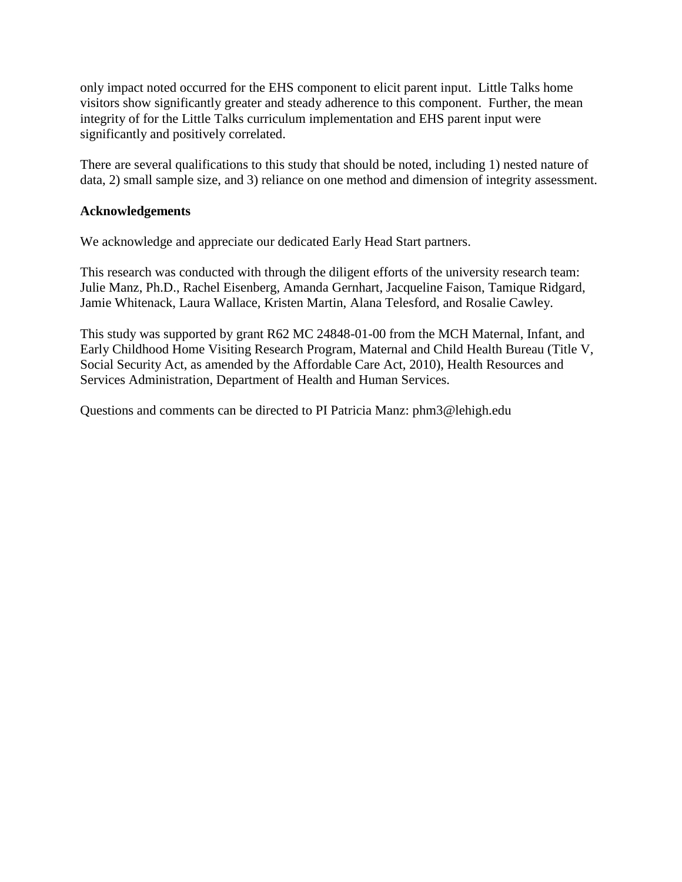only impact noted occurred for the EHS component to elicit parent input. Little Talks home visitors show significantly greater and steady adherence to this component. Further, the mean integrity of for the Little Talks curriculum implementation and EHS parent input were significantly and positively correlated.

There are several qualifications to this study that should be noted, including 1) nested nature of data, 2) small sample size, and 3) reliance on one method and dimension of integrity assessment.

**Acknowledgements**

We acknowledge and appreciate our dedicated Early Head Start partners.

This research was conducted with through the diligent efforts of the university research team: Julie Manz, Ph.D., Rachel Eisenberg, Amanda Gernhart, Jacqueline Faison, Tamique Ridgard, Jamie Whitenack, Laura Wallace, Kristen Martin, Alana Telesford, and Rosalie Cawley.

This study was supported by grant R62 MC 24848-01-00 from the MCH Maternal, Infant, and Early Childhood Home Visiting Research Program, Maternal and Child Health Bureau (Title V, Social Security Act, as amended by the Affordable Care Act, 2010), Health Resources and Services Administration, Department of Health and Human Services.

Questions and comments can be directed to PI Patricia Manz: phm3@lehigh.edu